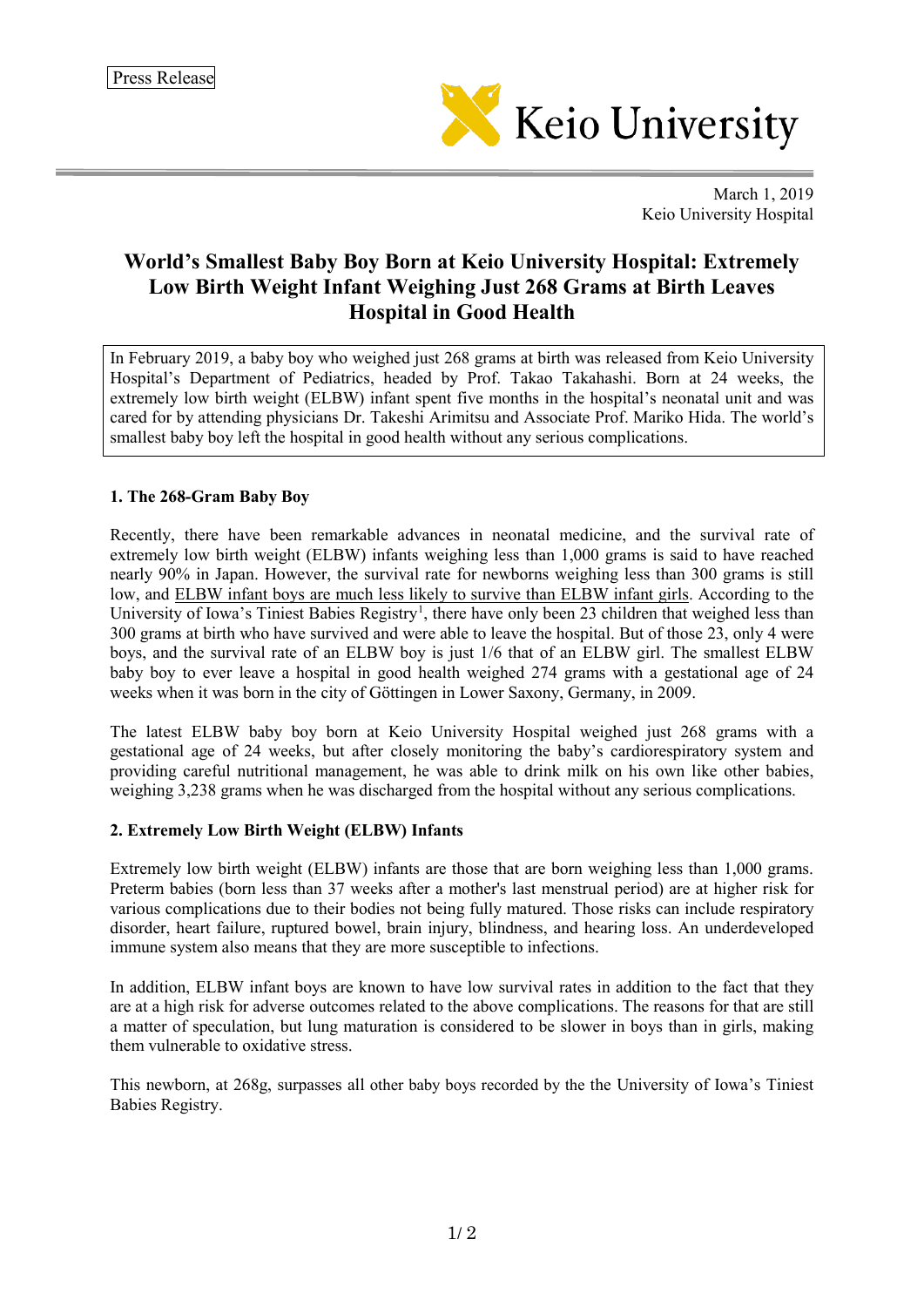Press Release

Keio University

March 1, 2019
Keio University Hospital

# World's Smallest Baby Boy Born at Keio University Hospital: Extremely Low Birth Weight Infant Weighing Just 268 Grams at Birth Leaves Hospital in Good Health

In February 2019, a baby boy who weighed just 268 grams at birth was released from Keio University Hospital's Department of Pediatrics, headed by Prof. Takao Takahashi. Born at 24 weeks, the extremely low birth weight (ELBW) infant spent five months in the hospital's neonatal unit and was cared for by attending physicians Dr. Takeshi Arimitsu and Associate Prof. Mariko Hida. The world's smallest baby boy left the hospital in good health without any serious complications.

### 1. The 268-Gram Baby Boy

Recently, there have been remarkable advances in neonatal medicine, and the survival rate of extremely low birth weight (ELBW) infants weighing less than 1,000 grams is said to have reached nearly 90% in Japan. However, the survival rate for newborns weighing less than 300 grams is still low, and ELBW infant boys are much less likely to survive than ELBW infant girls. According to the University of Iowa's Tiniest Babies Registry[1], there have only been 23 children that weighed less than 300 grams at birth who have survived and were able to leave the hospital. But of those 23, only 4 were boys, and the survival rate of an ELBW boy is just 1/6 that of an ELBW girl. The smallest ELBW baby boy to ever leave a hospital in good health weighed 274 grams with a gestational age of 24 weeks when it was born in the city of Göttingen in Lower Saxony, Germany, in 2009.

The latest ELBW baby boy born at Keio University Hospital weighed just 268 grams with a gestational age of 24 weeks, but after closely monitoring the baby's cardiorespiratory system and providing careful nutritional management, he was able to drink milk on his own like other babies, weighing 3,238 grams when he was discharged from the hospital without any serious complications.

### 2. Extremely Low Birth Weight (ELBW) Infants

Extremely low birth weight (ELBW) infants are those that are born weighing less than 1,000 grams. Preterm babies (born less than 37 weeks after a mother's last menstrual period) are at higher risk for various complications due to their bodies not being fully matured. Those risks can include respiratory disorder, heart failure, ruptured bowel, brain injury, blindness, and hearing loss. An underdeveloped immune system also means that they are more susceptible to infections.

In addition, ELBW infant boys are known to have low survival rates in addition to the fact that they are at a high risk for adverse outcomes related to the above complications. The reasons for that are still a matter of speculation, but lung maturation is considered to be slower in boys than in girls, making them vulnerable to oxidative stress.

This newborn, at 268g, surpasses all other baby boys recorded by the the University of Iowa's Tiniest Babies Registry.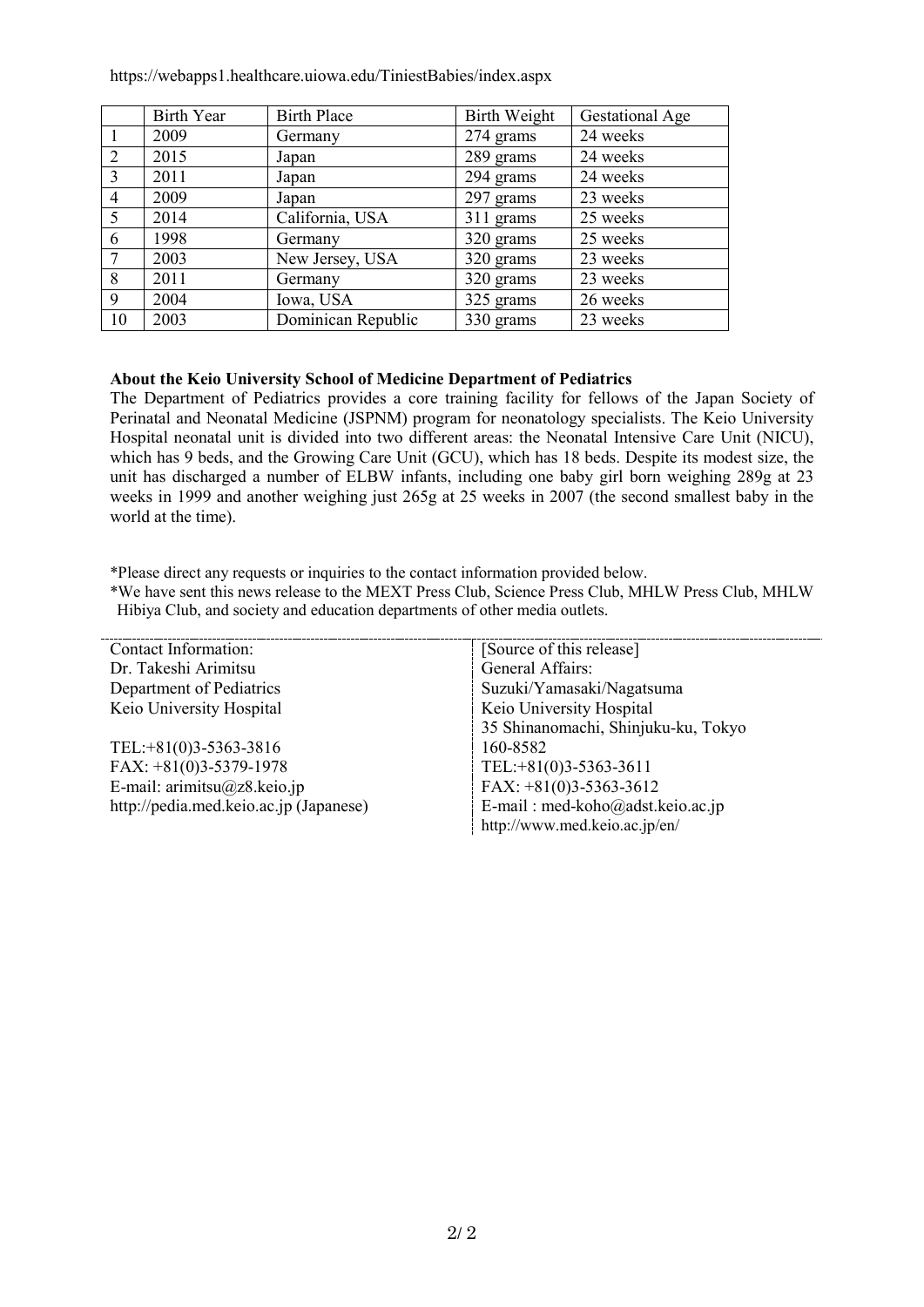https://webapps1.healthcare.uiowa.edu/TiniestBabies/index.aspx

| | Birth Year | Birth Place | Birth Weight | Gestational Age |
|---|---|---|---|---|
| 1 | 2009 | Germany | 274 grams | 24 weeks |
| 2 | 2015 | Japan | 289 grams | 24 weeks |
| 3 | 2011 | Japan | 294 grams | 24 weeks |
| 4 | 2009 | Japan | 297 grams | 23 weeks |
| 5 | 2014 | California, USA | 311 grams | 25 weeks |
| 6 | 1998 | Germany | 320 grams | 25 weeks |
| 7 | 2003 | New Jersey, USA | 320 grams | 23 weeks |
| 8 | 2011 | Germany | 320 grams | 23 weeks |
| 9 | 2004 | Iowa, USA | 325 grams | 26 weeks |
| 10 | 2003 | Dominican Republic | 330 grams | 23 weeks |

**About the Keio University School of Medicine Department of Pediatrics**

The Department of Pediatrics provides a core training facility for fellows of the Japan Society of Perinatal and Neonatal Medicine (JSPNM) program for neonatology specialists. The Keio University Hospital neonatal unit is divided into two different areas: the Neonatal Intensive Care Unit (NICU), which has 9 beds, and the Growing Care Unit (GCU), which has 18 beds. Despite its modest size, the unit has discharged a number of ELBW infants, including one baby girl born weighing 289g at 23 weeks in 1999 and another weighing just 265g at 25 weeks in 2007 (the second smallest baby in the world at the time).

*Please direct any requests or inquiries to the contact information provided below.

*We have sent this news release to the MEXT Press Club, Science Press Club, MHLW Press Club, MHLW Hibiya Club, and society and education departments of other media outlets.

Contact Information:
Dr. Takeshi Arimitsu
Department of Pediatrics
Keio University Hospital

TEL:+81(0)3-5363-3816
FAX: +81(0)3-5379-1978
E-mail: arimitsu@z8.keio.jp
http://pedia.med.keio.ac.jp (Japanese)

[Source of this release]
General Affairs:
Suzuki/Yamasaki/Nagatsuma
Keio University Hospital
35 Shinanomachi, Shinjuku-ku, Tokyo
160-8582
TEL:+81(0)3-5363-3611
FAX: +81(0)3-5363-3612
E-mail : med-koho@adst.keio.ac.jp
http://www.med.keio.ac.jp/en/